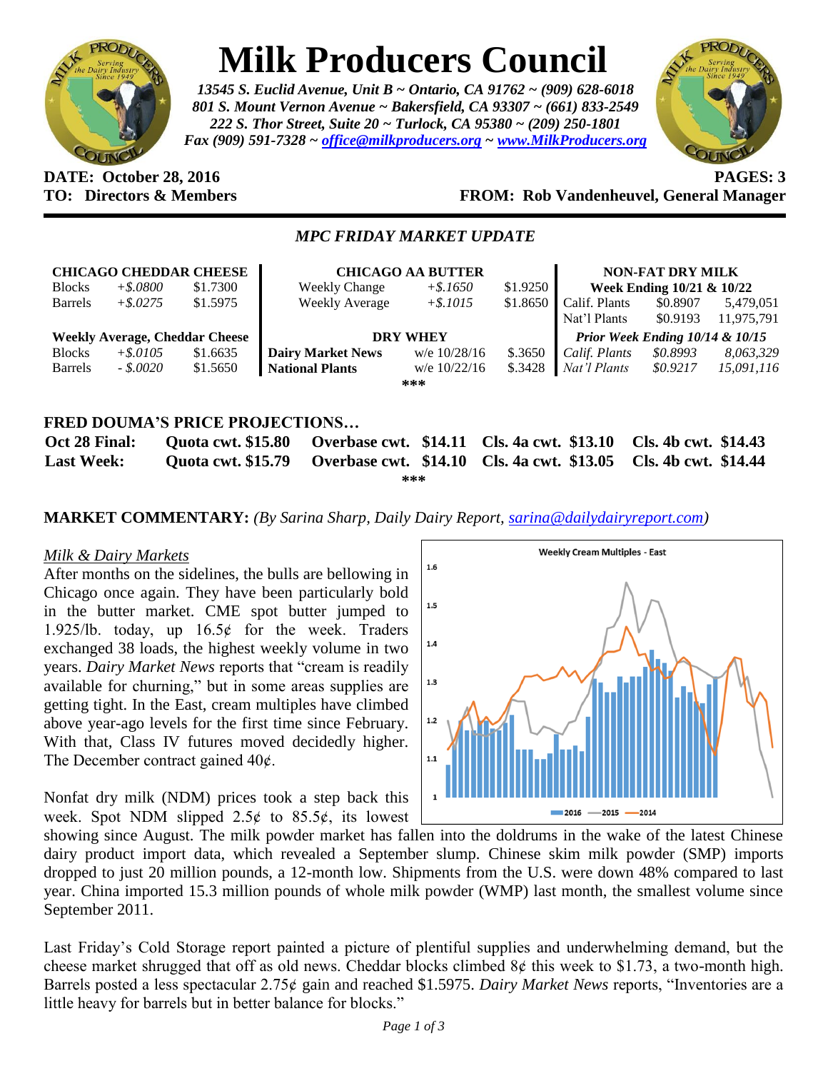# Milk Producers Council

*13545 S. Euclid Avenue, Unit B ~ Ontario, CA 91762 ~ (909) 628-6018*
*801 S. Mount Vernon Avenue ~ Bakersfield, CA 93307 ~ (661) 833-2549*
*222 S. Thor Street, Suite 20 ~ Turlock, CA 95380 ~ (209) 250-1801*
*Fax (909) 591-7328 ~ office@milkproducers.org ~ www.MilkProducers.org*

**DATE: October 28, 2016** **PAGES: 3**
**TO: Directors & Members** **FROM: Rob Vandenheuvel, General Manager**

## *MPC FRIDAY MARKET UPDATE*

| **CHICAGO CHEDDAR CHEESE** | | |
|---|---|---|
| Blocks | *+$.0800* | $1.7300 |
| Barrels | *+$.0275* | $1.5975 |
| **Weekly Average, Cheddar Cheese** | | |
| Blocks | *+$.0105* | $1.6635 |
| Barrels | *- $.0020* | $1.5650 |

| **CHICAGO AA BUTTER** | | |
|---|---|---|
| Weekly Change | *+$.1650* | $1.9250 |
| Weekly Average | *+$.1015* | $1.8650 |
| **DRY WHEY** | | |
| **Dairy Market News** | w/e 10/28/16 | $.3650 |
| **National Plants** | w/e 10/22/16 | $.3428 |

| **NON-FAT DRY MILK** | | |
|---|---|---|
| **Week Ending 10/21 & 10/22** | | |
| Calif. Plants | $0.8907 | 5,479,051 |
| Nat'l Plants | $0.9193 | 11,975,791 |
| ***Prior Week Ending 10/14 & 10/15*** | | |
| *Calif. Plants* | *$0.8993* | *8,063,329* |
| *Nat'l Plants* | *$0.9217* | *15,091,116* |

***

### FRED DOUMA'S PRICE PROJECTIONS…

| | | | | |
|---|---|---|---|---|
| **Oct 28 Final:** | **Quota cwt. $15.80** | **Overbase cwt. $14.11** | **Cls. 4a cwt. $13.10** | **Cls. 4b cwt. $14.43** |
| **Last Week:** | **Quota cwt. $15.79** | **Overbase cwt. $14.10** | **Cls. 4a cwt. $13.05** | **Cls. 4b cwt. $14.44** |

***

**MARKET COMMENTARY:** *(By Sarina Sharp, Daily Dairy Report, sarina@dailydairyreport.com)*

*Milk & Dairy Markets*

After months on the sidelines, the bulls are bellowing in Chicago once again. They have been particularly bold in the butter market. CME spot butter jumped to 1.925/lb. today, up 16.5¢ for the week. Traders exchanged 38 loads, the highest weekly volume in two years. *Dairy Market News* reports that "cream is readily available for churning," but in some areas supplies are getting tight. In the East, cream multiples have climbed above year-ago levels for the first time since February. With that, Class IV futures moved decidedly higher. The December contract gained 40¢.

Nonfat dry milk (NDM) prices took a step back this week. Spot NDM slipped 2.5¢ to 85.5¢, its lowest showing since August. The milk powder market has fallen into the doldrums in the wake of the latest Chinese dairy product import data, which revealed a September slump. Chinese skim milk powder (SMP) imports dropped to just 20 million pounds, a 12-month low. Shipments from the U.S. were down 48% compared to last year. China imported 15.3 million pounds of whole milk powder (WMP) last month, the smallest volume since September 2011.

Last Friday's Cold Storage report painted a picture of plentiful supplies and underwhelming demand, but the cheese market shrugged that off as old news. Cheddar blocks climbed 8¢ this week to $1.73, a two-month high. Barrels posted a less spectacular 2.75¢ gain and reached $1.5975. *Dairy Market News* reports, "Inventories are a little heavy for barrels but in better balance for blocks."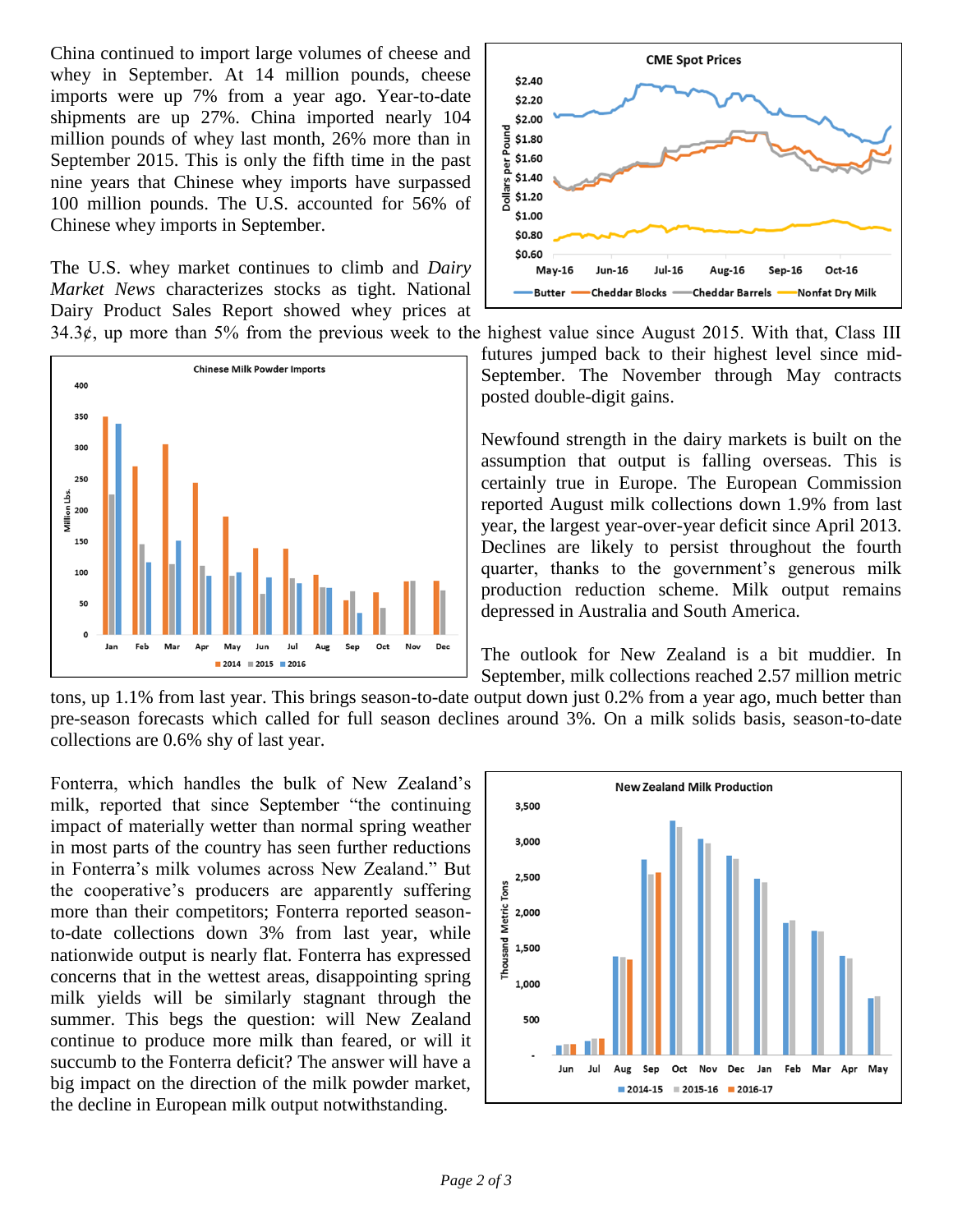China continued to import large volumes of cheese and whey in September. At 14 million pounds, cheese imports were up 7% from a year ago. Year-to-date shipments are up 27%. China imported nearly 104 million pounds of whey last month, 26% more than in September 2015. This is only the fifth time in the past nine years that Chinese whey imports have surpassed 100 million pounds. The U.S. accounted for 56% of Chinese whey imports in September.

The U.S. whey market continues to climb and *Dairy Market News* characterizes stocks as tight. National Dairy Product Sales Report showed whey prices at 34.3¢, up more than 5% from the previous week to the highest value since August 2015. With that, Class III futures jumped back to their highest level since mid-September. The November through May contracts posted double-digit gains.

Newfound strength in the dairy markets is built on the assumption that output is falling overseas. This is certainly true in Europe. The European Commission reported August milk collections down 1.9% from last year, the largest year-over-year deficit since April 2013. Declines are likely to persist throughout the fourth quarter, thanks to the government's generous milk production reduction scheme. Milk output remains depressed in Australia and South America.

The outlook for New Zealand is a bit muddier. In September, milk collections reached 2.57 million metric tons, up 1.1% from last year. This brings season-to-date output down just 0.2% from a year ago, much better than pre-season forecasts which called for full season declines around 3%. On a milk solids basis, season-to-date collections are 0.6% shy of last year.

Fonterra, which handles the bulk of New Zealand's milk, reported that since September "the continuing impact of materially wetter than normal spring weather in most parts of the country has seen further reductions in Fonterra's milk volumes across New Zealand." But the cooperative's producers are apparently suffering more than their competitors; Fonterra reported season-to-date collections down 3% from last year, while nationwide output is nearly flat. Fonterra has expressed concerns that in the wettest areas, disappointing spring milk yields will be similarly stagnant through the summer. This begs the question: will New Zealand continue to produce more milk than feared, or will it succumb to the Fonterra deficit? The answer will have a big impact on the direction of the milk powder market, the decline in European milk output notwithstanding.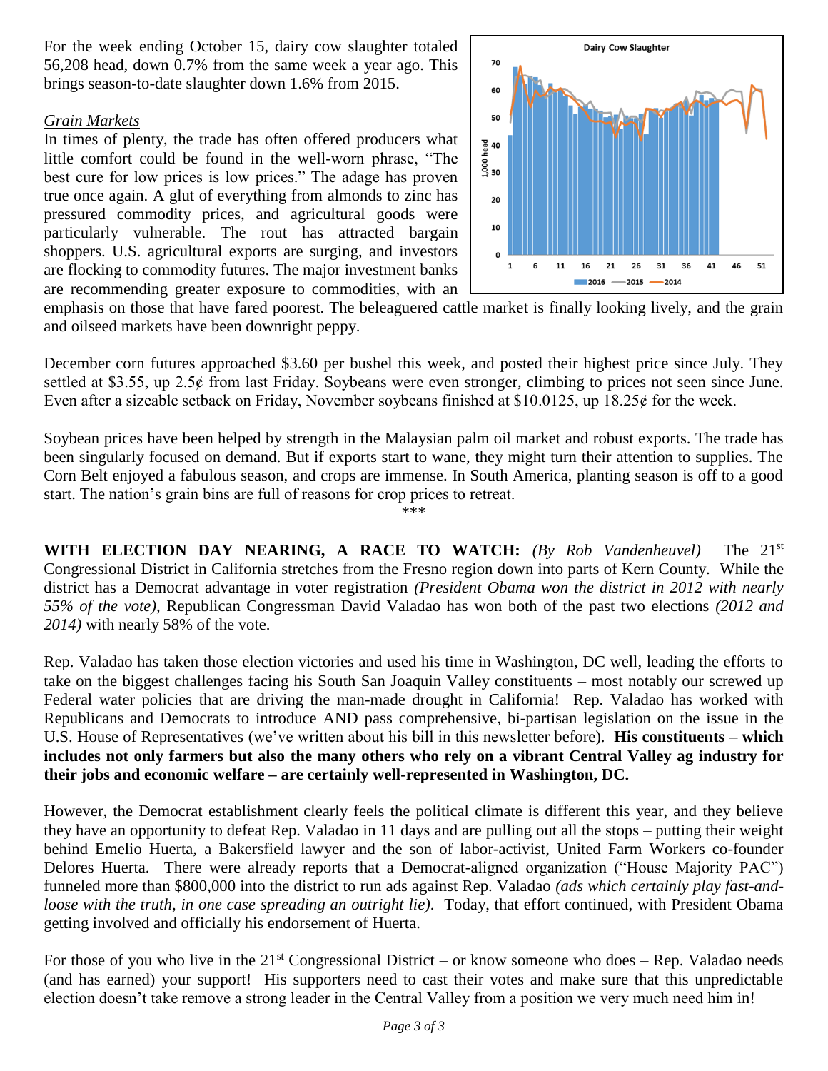For the week ending October 15, dairy cow slaughter totaled 56,208 head, down 0.7% from the same week a year ago. This brings season-to-date slaughter down 1.6% from 2015.

Dairy Cow Slaughter

1,000 head

70
60
50
40
30
20
10
0

1 6 11 16 21 26 31 36 41 46 51

2016 2015 2014

*Grain Markets*

In times of plenty, the trade has often offered producers what little comfort could be found in the well-worn phrase, "The best cure for low prices is low prices." The adage has proven true once again. A glut of everything from almonds to zinc has pressured commodity prices, and agricultural goods were particularly vulnerable. The rout has attracted bargain shoppers. U.S. agricultural exports are surging, and investors are flocking to commodity futures. The major investment banks are recommending greater exposure to commodities, with an emphasis on those that have fared poorest. The beleaguered cattle market is finally looking lively, and the grain and oilseed markets have been downright peppy.

December corn futures approached $3.60 per bushel this week, and posted their highest price since July. They settled at $3.55, up 2.5¢ from last Friday. Soybeans were even stronger, climbing to prices not seen since June. Even after a sizeable setback on Friday, November soybeans finished at $10.0125, up 18.25¢ for the week.

Soybean prices have been helped by strength in the Malaysian palm oil market and robust exports. The trade has been singularly focused on demand. But if exports start to wane, they might turn their attention to supplies. The Corn Belt enjoyed a fabulous season, and crops are immense. In South America, planting season is off to a good start. The nation's grain bins are full of reasons for crop prices to retreat.

\*\*\*

**WITH ELECTION DAY NEARING, A RACE TO WATCH:** *(By Rob Vandenheuvel)* The 21st Congressional District in California stretches from the Fresno region down into parts of Kern County. While the district has a Democrat advantage in voter registration *(President Obama won the district in 2012 with nearly 55% of the vote)*, Republican Congressman David Valadao has won both of the past two elections *(2012 and 2014)* with nearly 58% of the vote.

Rep. Valadao has taken those election victories and used his time in Washington, DC well, leading the efforts to take on the biggest challenges facing his South San Joaquin Valley constituents – most notably our screwed up Federal water policies that are driving the man-made drought in California! Rep. Valadao has worked with Republicans and Democrats to introduce AND pass comprehensive, bi-partisan legislation on the issue in the U.S. House of Representatives (we've written about his bill in this newsletter before). **His constituents – which includes not only farmers but also the many others who rely on a vibrant Central Valley ag industry for their jobs and economic welfare – are certainly well-represented in Washington, DC.**

However, the Democrat establishment clearly feels the political climate is different this year, and they believe they have an opportunity to defeat Rep. Valadao in 11 days and are pulling out all the stops – putting their weight behind Emelio Huerta, a Bakersfield lawyer and the son of labor-activist, United Farm Workers co-founder Delores Huerta. There were already reports that a Democrat-aligned organization ("House Majority PAC") funneled more than $800,000 into the district to run ads against Rep. Valadao *(ads which certainly play fast-and-loose with the truth, in one case spreading an outright lie)*. Today, that effort continued, with President Obama getting involved and officially his endorsement of Huerta.

For those of you who live in the 21st Congressional District – or know someone who does – Rep. Valadao needs (and has earned) your support! His supporters need to cast their votes and make sure that this unpredictable election doesn't take remove a strong leader in the Central Valley from a position we very much need him in!